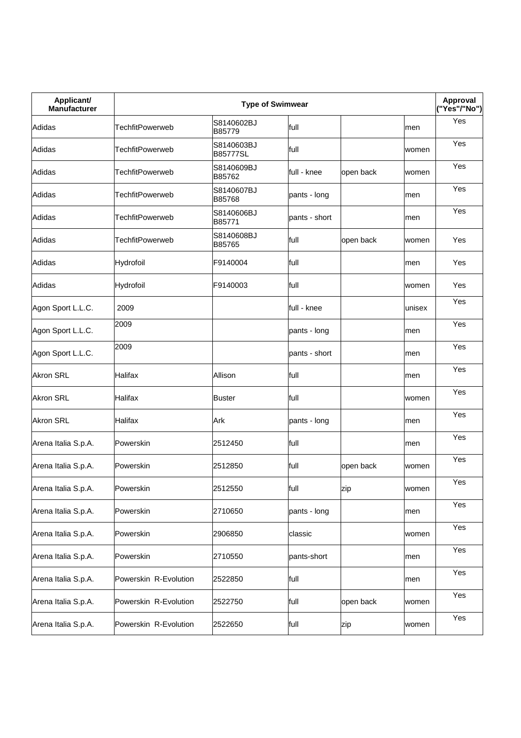| Applicant/ Manufacturer | Type of Swimwear | | | | | Approval ("Yes"/"No") |
|---|---|---|---|---|---|---|
| Adidas | TechfitPowerweb | S8140602BJ B85779 | full | | men | Yes |
| Adidas | TechfitPowerweb | S8140603BJ B85777SL | full | | women | Yes |
| Adidas | TechfitPowerweb | S8140609BJ B85762 | full - knee | open back | women | Yes |
| Adidas | TechfitPowerweb | S8140607BJ B85768 | pants - long | | men | Yes |
| Adidas | TechfitPowerweb | S8140606BJ B85771 | pants - short | | men | Yes |
| Adidas | TechfitPowerweb | S8140608BJ B85765 | full | open back | women | Yes |
| Adidas | Hydrofoil | F9140004 | full | | men | Yes |
| Adidas | Hydrofoil | F9140003 | full | | women | Yes |
| Agon Sport L.L.C. | 2009 | | full - knee | | unisex | Yes |
| Agon Sport L.L.C. | 2009 | | pants - long | | men | Yes |
| Agon Sport L.L.C. | 2009 | | pants - short | | men | Yes |
| Akron SRL | Halifax | Allison | full | | men | Yes |
| Akron SRL | Halifax | Buster | full | | women | Yes |
| Akron SRL | Halifax | Ark | pants - long | | men | Yes |
| Arena Italia S.p.A. | Powerskin | 2512450 | full | | men | Yes |
| Arena Italia S.p.A. | Powerskin | 2512850 | full | open back | women | Yes |
| Arena Italia S.p.A. | Powerskin | 2512550 | full | zip | women | Yes |
| Arena Italia S.p.A. | Powerskin | 2710650 | pants - long | | men | Yes |
| Arena Italia S.p.A. | Powerskin | 2906850 | classic | | women | Yes |
| Arena Italia S.p.A. | Powerskin | 2710550 | pants-short | | men | Yes |
| Arena Italia S.p.A. | Powerskin R-Evolution | 2522850 | full | | men | Yes |
| Arena Italia S.p.A. | Powerskin R-Evolution | 2522750 | full | open back | women | Yes |
| Arena Italia S.p.A. | Powerskin R-Evolution | 2522650 | full | zip | women | Yes |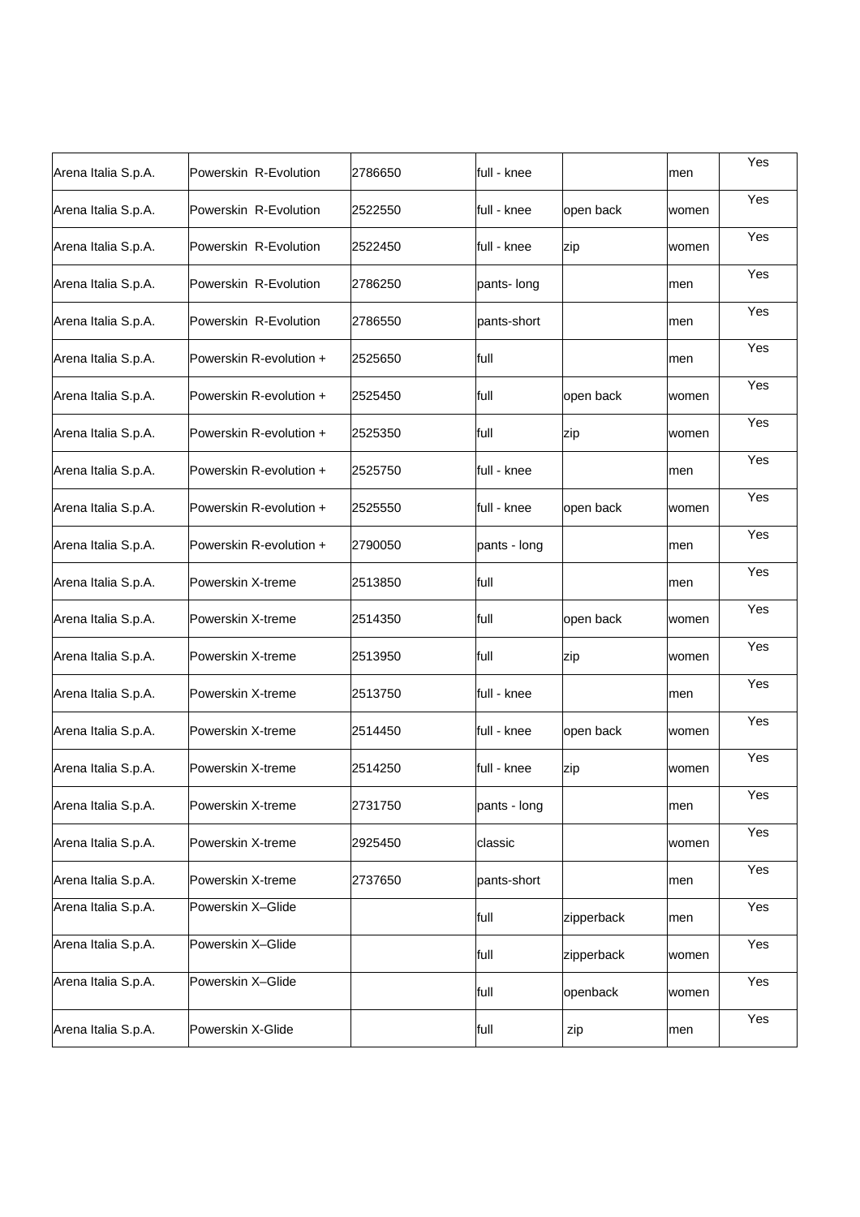| | | | | | | |
|---|---|---|---|---|---|---|
| Arena Italia S.p.A. | Powerskin R-Evolution | 2786650 | full - knee | | men | Yes |
| Arena Italia S.p.A. | Powerskin R-Evolution | 2522550 | full - knee | open back | women | Yes |
| Arena Italia S.p.A. | Powerskin R-Evolution | 2522450 | full - knee | zip | women | Yes |
| Arena Italia S.p.A. | Powerskin R-Evolution | 2786250 | pants- long | | men | Yes |
| Arena Italia S.p.A. | Powerskin R-Evolution | 2786550 | pants-short | | men | Yes |
| Arena Italia S.p.A. | Powerskin R-evolution + | 2525650 | full | | men | Yes |
| Arena Italia S.p.A. | Powerskin R-evolution + | 2525450 | full | open back | women | Yes |
| Arena Italia S.p.A. | Powerskin R-evolution + | 2525350 | full | zip | women | Yes |
| Arena Italia S.p.A. | Powerskin R-evolution + | 2525750 | full - knee | | men | Yes |
| Arena Italia S.p.A. | Powerskin R-evolution + | 2525550 | full - knee | open back | women | Yes |
| Arena Italia S.p.A. | Powerskin R-evolution + | 2790050 | pants - long | | men | Yes |
| Arena Italia S.p.A. | Powerskin X-treme | 2513850 | full | | men | Yes |
| Arena Italia S.p.A. | Powerskin X-treme | 2514350 | full | open back | women | Yes |
| Arena Italia S.p.A. | Powerskin X-treme | 2513950 | full | zip | women | Yes |
| Arena Italia S.p.A. | Powerskin X-treme | 2513750 | full - knee | | men | Yes |
| Arena Italia S.p.A. | Powerskin X-treme | 2514450 | full - knee | open back | women | Yes |
| Arena Italia S.p.A. | Powerskin X-treme | 2514250 | full - knee | zip | women | Yes |
| Arena Italia S.p.A. | Powerskin X-treme | 2731750 | pants - long | | men | Yes |
| Arena Italia S.p.A. | Powerskin X-treme | 2925450 | classic | | women | Yes |
| Arena Italia S.p.A. | Powerskin X-treme | 2737650 | pants-short | | men | Yes |
| Arena Italia S.p.A. | Powerskin X–Glide | | full | zipperback | men | Yes |
| Arena Italia S.p.A. | Powerskin X–Glide | | full | zipperback | women | Yes |
| Arena Italia S.p.A. | Powerskin X–Glide | | full | openback | women | Yes |
| Arena Italia S.p.A. | Powerskin X-Glide | | full | zip | men | Yes |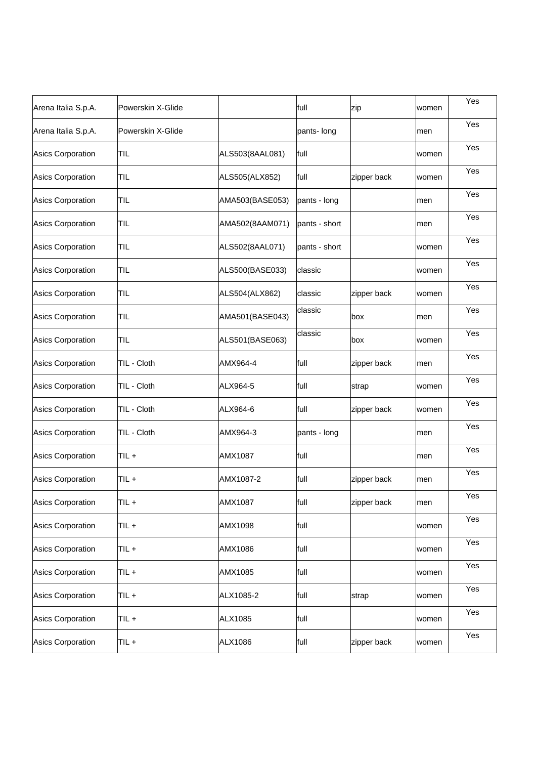| | | | | | | |
|---|---|---|---|---|---|---|
| Arena Italia S.p.A. | Powerskin X-Glide | | full | zip | women | Yes |
| Arena Italia S.p.A. | Powerskin X-Glide | | pants- long | | men | Yes |
| Asics Corporation | TIL | ALS503(8AAL081) | full | | women | Yes |
| Asics Corporation | TIL | ALS505(ALX852) | full | zipper back | women | Yes |
| Asics Corporation | TIL | AMA503(BASE053) | pants - long | | men | Yes |
| Asics Corporation | TIL | AMA502(8AAM071) | pants - short | | men | Yes |
| Asics Corporation | TIL | ALS502(8AAL071) | pants - short | | women | Yes |
| Asics Corporation | TIL | ALS500(BASE033) | classic | | women | Yes |
| Asics Corporation | TIL | ALS504(ALX862) | classic | zipper back | women | Yes |
| Asics Corporation | TIL | AMA501(BASE043) | classic | box | men | Yes |
| Asics Corporation | TIL | ALS501(BASE063) | classic | box | women | Yes |
| Asics Corporation | TIL - Cloth | AMX964-4 | full | zipper back | men | Yes |
| Asics Corporation | TIL - Cloth | ALX964-5 | full | strap | women | Yes |
| Asics Corporation | TIL - Cloth | ALX964-6 | full | zipper back | women | Yes |
| Asics Corporation | TIL - Cloth | AMX964-3 | pants - long | | men | Yes |
| Asics Corporation | TIL + | AMX1087 | full | | men | Yes |
| Asics Corporation | TIL + | AMX1087-2 | full | zipper back | men | Yes |
| Asics Corporation | TIL + | AMX1087 | full | zipper back | men | Yes |
| Asics Corporation | TIL + | AMX1098 | full | | women | Yes |
| Asics Corporation | TIL + | AMX1086 | full | | women | Yes |
| Asics Corporation | TIL + | AMX1085 | full | | women | Yes |
| Asics Corporation | TIL + | ALX1085-2 | full | strap | women | Yes |
| Asics Corporation | TIL + | ALX1085 | full | | women | Yes |
| Asics Corporation | TIL + | ALX1086 | full | zipper back | women | Yes |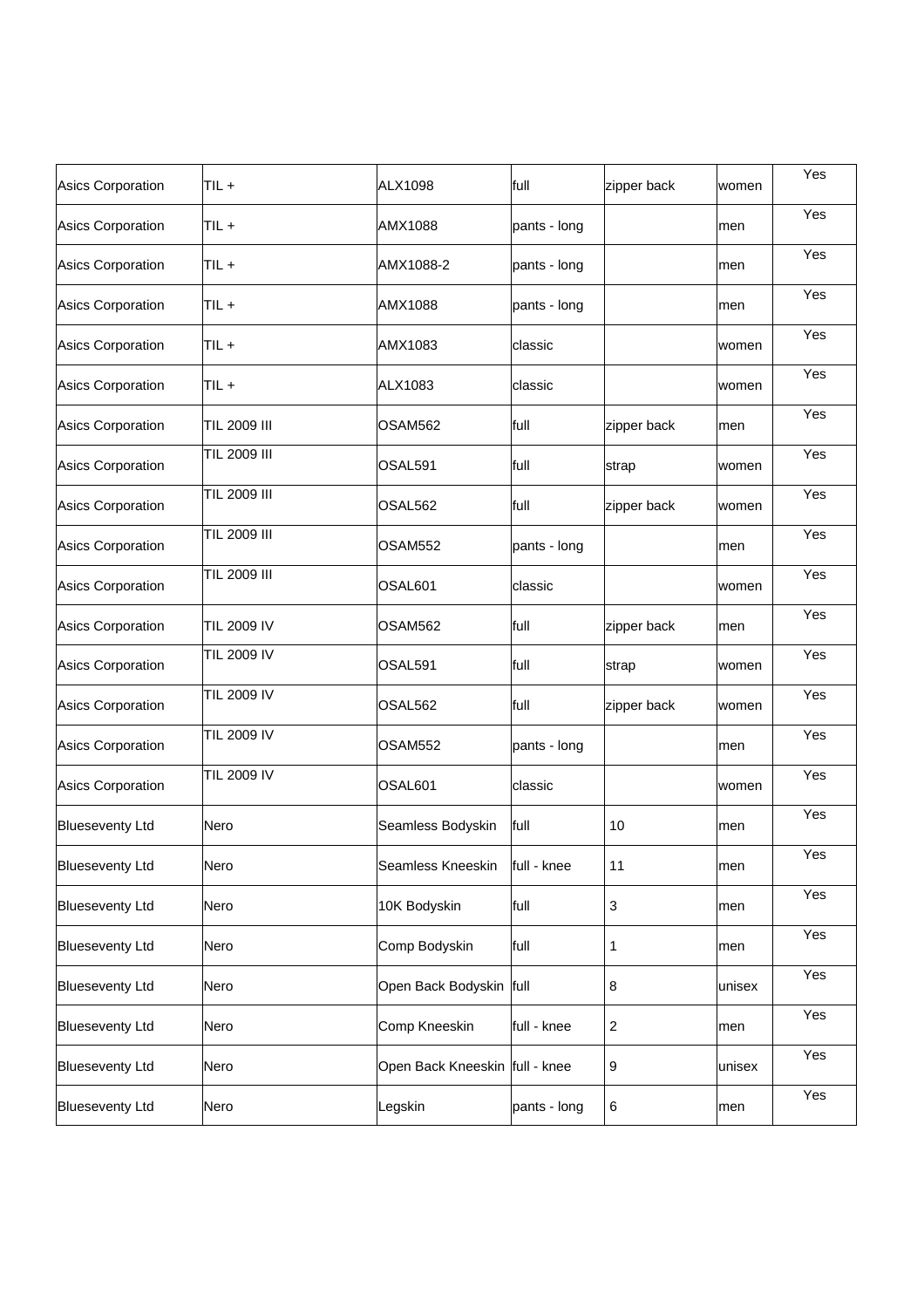| | | | | | | |
|---|---|---|---|---|---|---|
| Asics Corporation | TIL + | ALX1098 | full | zipper back | women | Yes |
| Asics Corporation | TIL + | AMX1088 | pants - long | | men | Yes |
| Asics Corporation | TIL + | AMX1088-2 | pants - long | | men | Yes |
| Asics Corporation | TIL + | AMX1088 | pants - long | | men | Yes |
| Asics Corporation | TIL + | AMX1083 | classic | | women | Yes |
| Asics Corporation | TIL + | ALX1083 | classic | | women | Yes |
| Asics Corporation | TIL 2009 III | OSAM562 | full | zipper back | men | Yes |
| Asics Corporation | TIL 2009 III | OSAL591 | full | strap | women | Yes |
| Asics Corporation | TIL 2009 III | OSAL562 | full | zipper back | women | Yes |
| Asics Corporation | TIL 2009 III | OSAM552 | pants - long | | men | Yes |
| Asics Corporation | TIL 2009 III | OSAL601 | classic | | women | Yes |
| Asics Corporation | TIL 2009 IV | OSAM562 | full | zipper back | men | Yes |
| Asics Corporation | TIL 2009 IV | OSAL591 | full | strap | women | Yes |
| Asics Corporation | TIL 2009 IV | OSAL562 | full | zipper back | women | Yes |
| Asics Corporation | TIL 2009 IV | OSAM552 | pants - long | | men | Yes |
| Asics Corporation | TIL 2009 IV | OSAL601 | classic | | women | Yes |
| Blueseventy Ltd | Nero | Seamless Bodyskin | full | 10 | men | Yes |
| Blueseventy Ltd | Nero | Seamless Kneeskin | full - knee | 11 | men | Yes |
| Blueseventy Ltd | Nero | 10K Bodyskin | full | 3 | men | Yes |
| Blueseventy Ltd | Nero | Comp Bodyskin | full | 1 | men | Yes |
| Blueseventy Ltd | Nero | Open Back Bodyskin | full | 8 | unisex | Yes |
| Blueseventy Ltd | Nero | Comp Kneeskin | full - knee | 2 | men | Yes |
| Blueseventy Ltd | Nero | Open Back Kneeskin | full - knee | 9 | unisex | Yes |
| Blueseventy Ltd | Nero | Legskin | pants - long | 6 | men | Yes |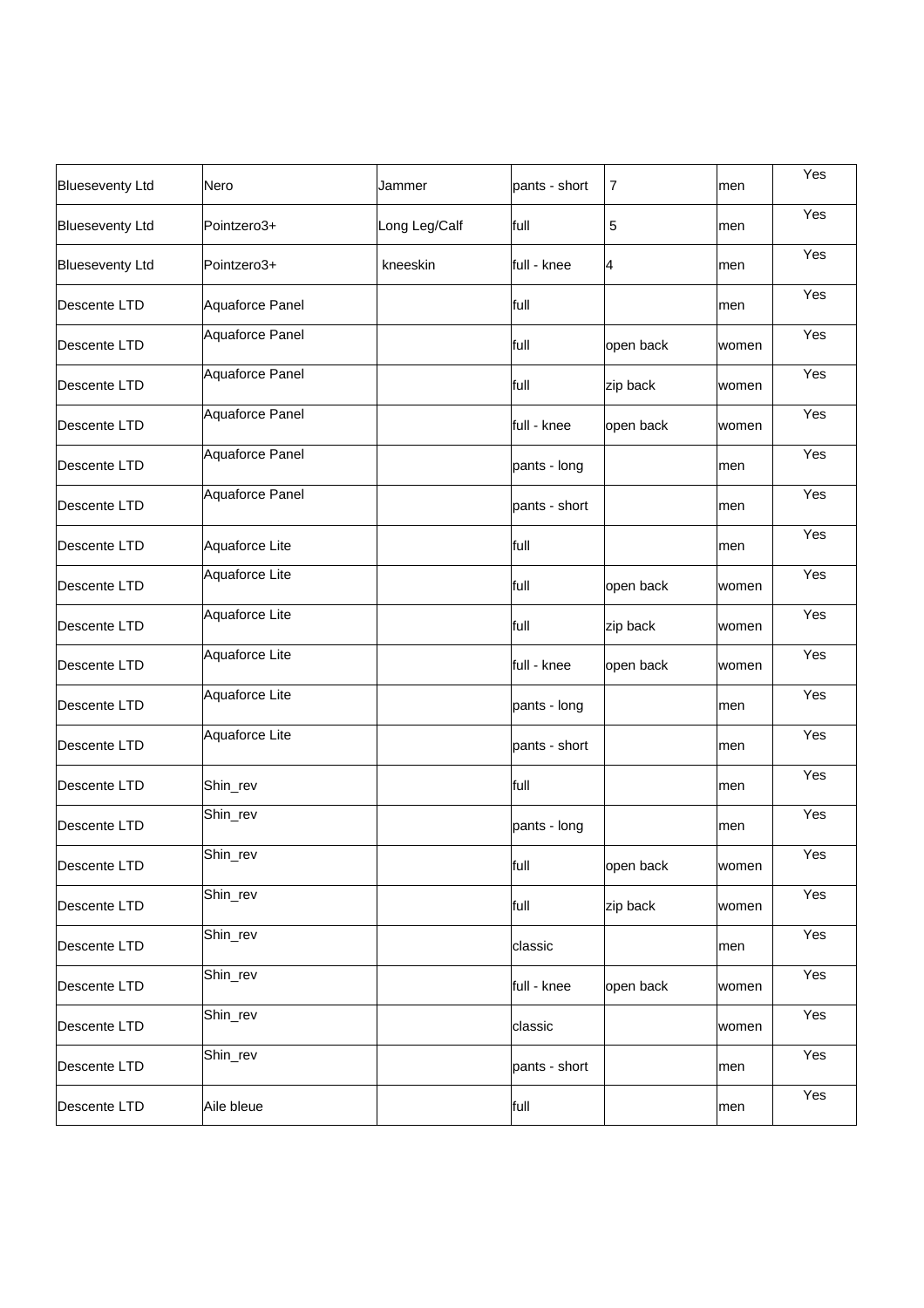| | | | | | | |
|---|---|---|---|---|---|---|
| Blueseventy Ltd | Nero | Jammer | pants - short | 7 | men | Yes |
| Blueseventy Ltd | Pointzero3+ | Long Leg/Calf | full | 5 | men | Yes |
| Blueseventy Ltd | Pointzero3+ | kneeskin | full - knee | 4 | men | Yes |
| Descente LTD | Aquaforce Panel | | full | | men | Yes |
| Descente LTD | Aquaforce Panel | | full | open back | women | Yes |
| Descente LTD | Aquaforce Panel | | full | zip back | women | Yes |
| Descente LTD | Aquaforce Panel | | full - knee | open back | women | Yes |
| Descente LTD | Aquaforce Panel | | pants - long | | men | Yes |
| Descente LTD | Aquaforce Panel | | pants - short | | men | Yes |
| Descente LTD | Aquaforce Lite | | full | | men | Yes |
| Descente LTD | Aquaforce Lite | | full | open back | women | Yes |
| Descente LTD | Aquaforce Lite | | full | zip back | women | Yes |
| Descente LTD | Aquaforce Lite | | full - knee | open back | women | Yes |
| Descente LTD | Aquaforce Lite | | pants - long | | men | Yes |
| Descente LTD | Aquaforce Lite | | pants - short | | men | Yes |
| Descente LTD | Shin_rev | | full | | men | Yes |
| Descente LTD | Shin_rev | | pants - long | | men | Yes |
| Descente LTD | Shin_rev | | full | open back | women | Yes |
| Descente LTD | Shin_rev | | full | zip back | women | Yes |
| Descente LTD | Shin_rev | | classic | | men | Yes |
| Descente LTD | Shin_rev | | full - knee | open back | women | Yes |
| Descente LTD | Shin_rev | | classic | | women | Yes |
| Descente LTD | Shin_rev | | pants - short | | men | Yes |
| Descente LTD | Aile bleue | | full | | men | Yes |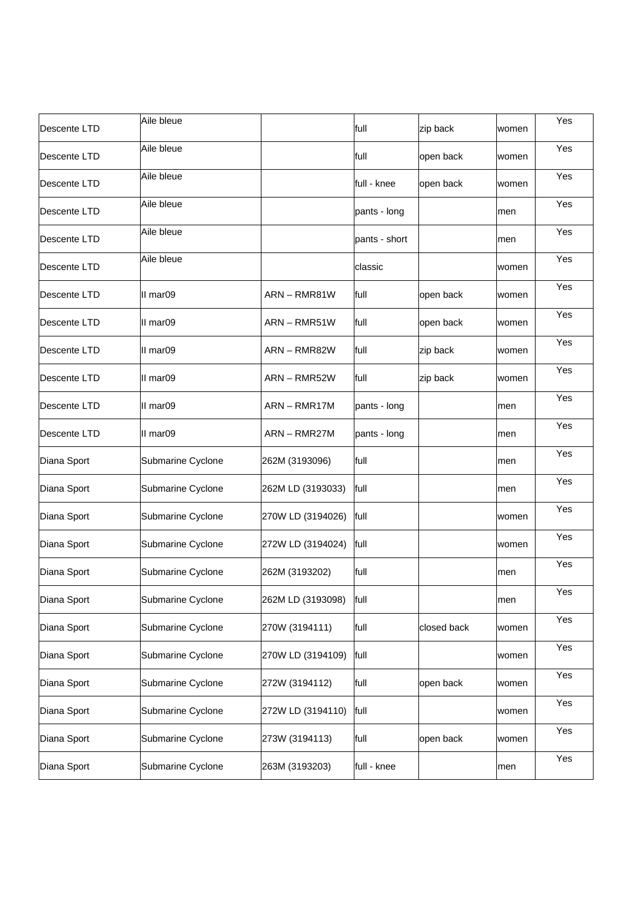| | | | | | | |
|---|---|---|---|---|---|---|
| Descente LTD | Aile bleue | | full | zip back | women | Yes |
| Descente LTD | Aile bleue | | full | open back | women | Yes |
| Descente LTD | Aile bleue | | full - knee | open back | women | Yes |
| Descente LTD | Aile bleue | | pants - long | | men | Yes |
| Descente LTD | Aile bleue | | pants - short | | men | Yes |
| Descente LTD | Aile bleue | | classic | | women | Yes |
| Descente LTD | II mar09 | ARN – RMR81W | full | open back | women | Yes |
| Descente LTD | II mar09 | ARN – RMR51W | full | open back | women | Yes |
| Descente LTD | II mar09 | ARN – RMR82W | full | zip back | women | Yes |
| Descente LTD | II mar09 | ARN – RMR52W | full | zip back | women | Yes |
| Descente LTD | II mar09 | ARN – RMR17M | pants - long | | men | Yes |
| Descente LTD | II mar09 | ARN – RMR27M | pants - long | | men | Yes |
| Diana Sport | Submarine Cyclone | 262M (3193096) | full | | men | Yes |
| Diana Sport | Submarine Cyclone | 262M LD (3193033) | full | | men | Yes |
| Diana Sport | Submarine Cyclone | 270W LD (3194026) | full | | women | Yes |
| Diana Sport | Submarine Cyclone | 272W LD (3194024) | full | | women | Yes |
| Diana Sport | Submarine Cyclone | 262M (3193202) | full | | men | Yes |
| Diana Sport | Submarine Cyclone | 262M LD (3193098) | full | | men | Yes |
| Diana Sport | Submarine Cyclone | 270W (3194111) | full | closed back | women | Yes |
| Diana Sport | Submarine Cyclone | 270W LD (3194109) | full | | women | Yes |
| Diana Sport | Submarine Cyclone | 272W (3194112) | full | open back | women | Yes |
| Diana Sport | Submarine Cyclone | 272W LD (3194110) | full | | women | Yes |
| Diana Sport | Submarine Cyclone | 273W (3194113) | full | open back | women | Yes |
| Diana Sport | Submarine Cyclone | 263M (3193203) | full - knee | | men | Yes |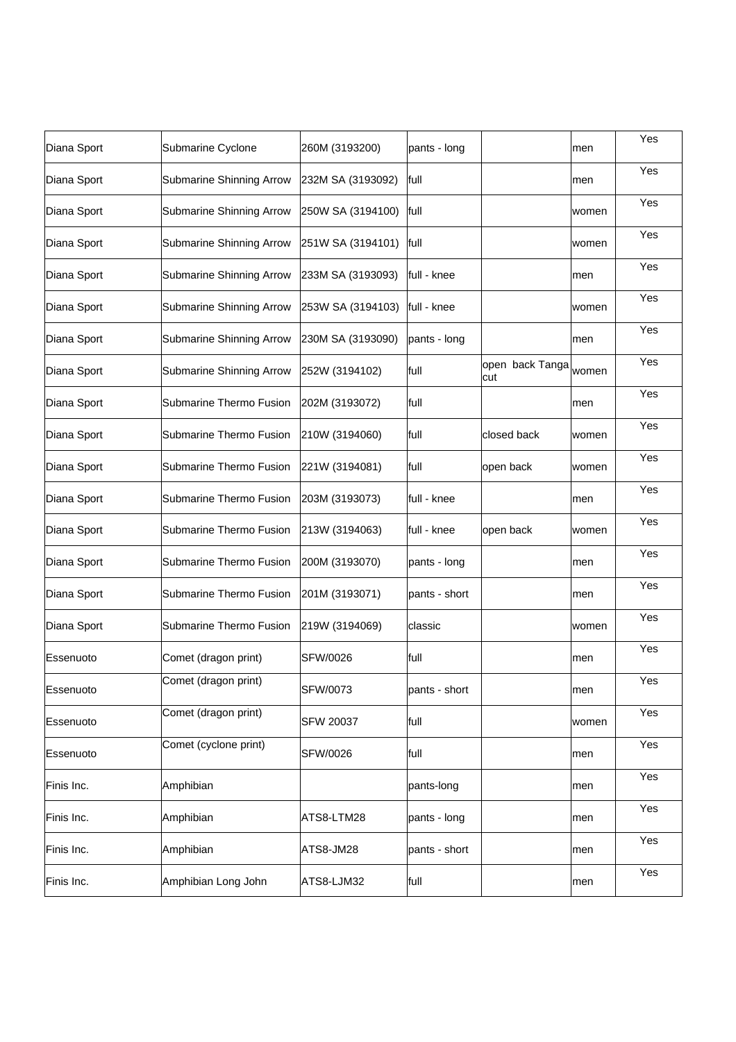| Diana Sport | Submarine Cyclone | 260M (3193200) | pants - long | | men | Yes |
|---|---|---|---|---|---|---|
| Diana Sport | Submarine Shinning Arrow | 232M SA (3193092) | full | | men | Yes |
| Diana Sport | Submarine Shinning Arrow | 250W SA (3194100) | full | | women | Yes |
| Diana Sport | Submarine Shinning Arrow | 251W SA (3194101) | full | | women | Yes |
| Diana Sport | Submarine Shinning Arrow | 233M SA (3193093) | full - knee | | men | Yes |
| Diana Sport | Submarine Shinning Arrow | 253W SA (3194103) | full - knee | | women | Yes |
| Diana Sport | Submarine Shinning Arrow | 230M SA (3193090) | pants - long | | men | Yes |
| Diana Sport | Submarine Shinning Arrow | 252W (3194102) | full | open back Tanga cut | women | Yes |
| Diana Sport | Submarine Thermo Fusion | 202M (3193072) | full | | men | Yes |
| Diana Sport | Submarine Thermo Fusion | 210W (3194060) | full | closed back | women | Yes |
| Diana Sport | Submarine Thermo Fusion | 221W (3194081) | full | open back | women | Yes |
| Diana Sport | Submarine Thermo Fusion | 203M (3193073) | full - knee | | men | Yes |
| Diana Sport | Submarine Thermo Fusion | 213W (3194063) | full - knee | open back | women | Yes |
| Diana Sport | Submarine Thermo Fusion | 200M (3193070) | pants - long | | men | Yes |
| Diana Sport | Submarine Thermo Fusion | 201M (3193071) | pants - short | | men | Yes |
| Diana Sport | Submarine Thermo Fusion | 219W (3194069) | classic | | women | Yes |
| Essenuoto | Comet (dragon print) | SFW/0026 | full | | men | Yes |
| Essenuoto | Comet (dragon print) | SFW/0073 | pants - short | | men | Yes |
| Essenuoto | Comet (dragon print) | SFW 20037 | full | | women | Yes |
| Essenuoto | Comet (cyclone print) | SFW/0026 | full | | men | Yes |
| Finis Inc. | Amphibian | | pants-long | | men | Yes |
| Finis Inc. | Amphibian | ATS8-LTM28 | pants - long | | men | Yes |
| Finis Inc. | Amphibian | ATS8-JM28 | pants - short | | men | Yes |
| Finis Inc. | Amphibian Long John | ATS8-LJM32 | full | | men | Yes |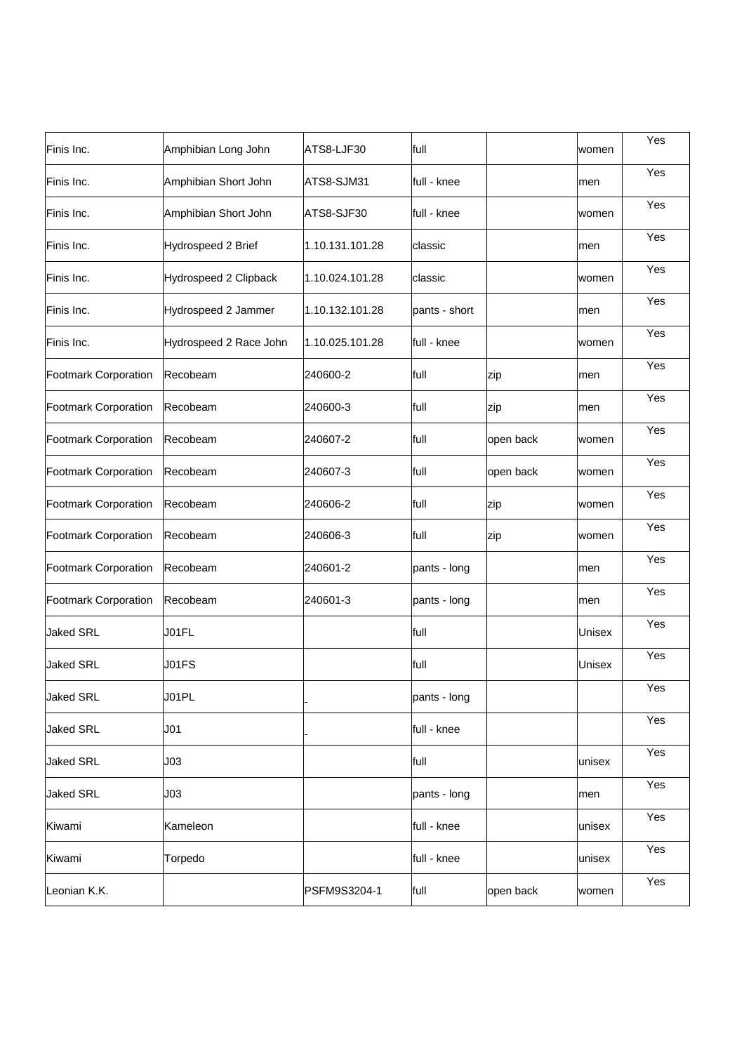| | | | | | | |
|---|---|---|---|---|---|---|
| Finis Inc. | Amphibian Long John | ATS8-LJF30 | full | | women | Yes |
| Finis Inc. | Amphibian Short John | ATS8-SJM31 | full - knee | | men | Yes |
| Finis Inc. | Amphibian Short John | ATS8-SJF30 | full - knee | | women | Yes |
| Finis Inc. | Hydrospeed 2 Brief | 1.10.131.101.28 | classic | | men | Yes |
| Finis Inc. | Hydrospeed 2 Clipback | 1.10.024.101.28 | classic | | women | Yes |
| Finis Inc. | Hydrospeed 2 Jammer | 1.10.132.101.28 | pants - short | | men | Yes |
| Finis Inc. | Hydrospeed 2 Race John | 1.10.025.101.28 | full - knee | | women | Yes |
| Footmark Corporation | Recobeam | 240600-2 | full | zip | men | Yes |
| Footmark Corporation | Recobeam | 240600-3 | full | zip | men | Yes |
| Footmark Corporation | Recobeam | 240607-2 | full | open back | women | Yes |
| Footmark Corporation | Recobeam | 240607-3 | full | open back | women | Yes |
| Footmark Corporation | Recobeam | 240606-2 | full | zip | women | Yes |
| Footmark Corporation | Recobeam | 240606-3 | full | zip | women | Yes |
| Footmark Corporation | Recobeam | 240601-2 | pants - long | | men | Yes |
| Footmark Corporation | Recobeam | 240601-3 | pants - long | | men | Yes |
| Jaked SRL | J01FL | | full | | Unisex | Yes |
| Jaked SRL | J01FS | | full | | Unisex | Yes |
| Jaked SRL | J01PL | _ | pants - long | | | Yes |
| Jaked SRL | J01 | _ | full - knee | | | Yes |
| Jaked SRL | J03 | | full | | unisex | Yes |
| Jaked SRL | J03 | | pants - long | | men | Yes |
| Kiwami | Kameleon | | full - knee | | unisex | Yes |
| Kiwami | Torpedo | | full - knee | | unisex | Yes |
| Leonian K.K. | | PSFM9S3204-1 | full | open back | women | Yes |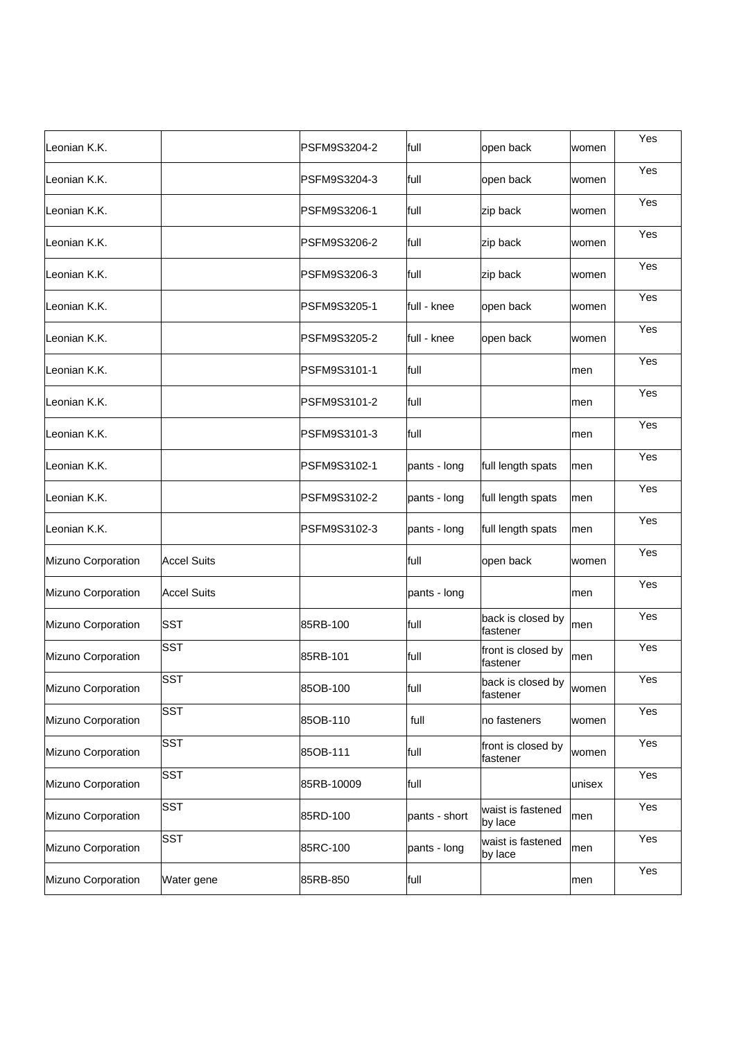| | | | | | | |
|---|---|---|---|---|---|---|
| Leonian K.K. | | PSFM9S3204-2 | full | open back | women | Yes |
| Leonian K.K. | | PSFM9S3204-3 | full | open back | women | Yes |
| Leonian K.K. | | PSFM9S3206-1 | full | zip back | women | Yes |
| Leonian K.K. | | PSFM9S3206-2 | full | zip back | women | Yes |
| Leonian K.K. | | PSFM9S3206-3 | full | zip back | women | Yes |
| Leonian K.K. | | PSFM9S3205-1 | full - knee | open back | women | Yes |
| Leonian K.K. | | PSFM9S3205-2 | full - knee | open back | women | Yes |
| Leonian K.K. | | PSFM9S3101-1 | full | | men | Yes |
| Leonian K.K. | | PSFM9S3101-2 | full | | men | Yes |
| Leonian K.K. | | PSFM9S3101-3 | full | | men | Yes |
| Leonian K.K. | | PSFM9S3102-1 | pants - long | full length spats | men | Yes |
| Leonian K.K. | | PSFM9S3102-2 | pants - long | full length spats | men | Yes |
| Leonian K.K. | | PSFM9S3102-3 | pants - long | full length spats | men | Yes |
| Mizuno Corporation | Accel Suits | | full | open back | women | Yes |
| Mizuno Corporation | Accel Suits | | pants - long | | men | Yes |
| Mizuno Corporation | SST | 85RB-100 | full | back is closed by fastener | men | Yes |
| Mizuno Corporation | SST | 85RB-101 | full | front is closed by fastener | men | Yes |
| Mizuno Corporation | SST | 85OB-100 | full | back is closed by fastener | women | Yes |
| Mizuno Corporation | SST | 85OB-110 | full | no fasteners | women | Yes |
| Mizuno Corporation | SST | 85OB-111 | full | front is closed by fastener | women | Yes |
| Mizuno Corporation | SST | 85RB-10009 | full | | unisex | Yes |
| Mizuno Corporation | SST | 85RD-100 | pants - short | waist is fastened by lace | men | Yes |
| Mizuno Corporation | SST | 85RC-100 | pants - long | waist is fastened by lace | men | Yes |
| Mizuno Corporation | Water gene | 85RB-850 | full | | men | Yes |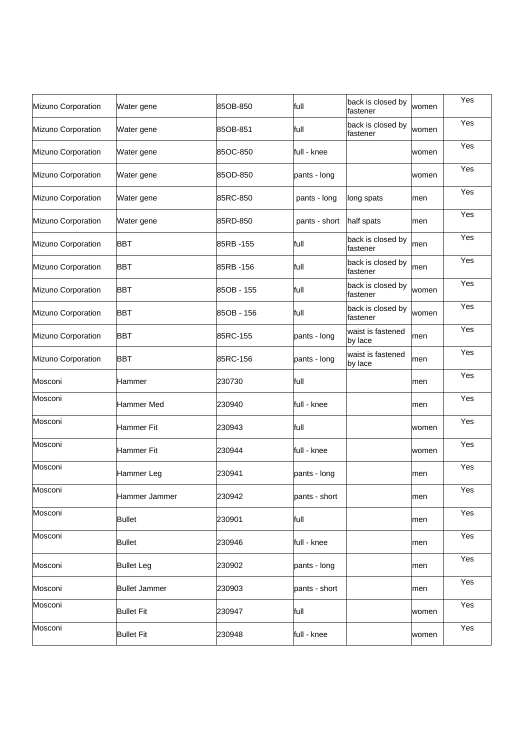| | | | | | | |
|---|---|---|---|---|---|---|
| Mizuno Corporation | Water gene | 85OB-850 | full | back is closed by fastener | women | Yes |
| Mizuno Corporation | Water gene | 85OB-851 | full | back is closed by fastener | women | Yes |
| Mizuno Corporation | Water gene | 85OC-850 | full - knee | | women | Yes |
| Mizuno Corporation | Water gene | 85OD-850 | pants - long | | women | Yes |
| Mizuno Corporation | Water gene | 85RC-850 | pants - long | long spats | men | Yes |
| Mizuno Corporation | Water gene | 85RD-850 | pants - short | half spats | men | Yes |
| Mizuno Corporation | BBT | 85RB -155 | full | back is closed by fastener | men | Yes |
| Mizuno Corporation | BBT | 85RB -156 | full | back is closed by fastener | men | Yes |
| Mizuno Corporation | BBT | 85OB - 155 | full | back is closed by fastener | women | Yes |
| Mizuno Corporation | BBT | 85OB - 156 | full | back is closed by fastener | women | Yes |
| Mizuno Corporation | BBT | 85RC-155 | pants - long | waist is fastened by lace | men | Yes |
| Mizuno Corporation | BBT | 85RC-156 | pants - long | waist is fastened by lace | men | Yes |
| Mosconi | Hammer | 230730 | full | | men | Yes |
| Mosconi | Hammer Med | 230940 | full - knee | | men | Yes |
| Mosconi | Hammer Fit | 230943 | full | | women | Yes |
| Mosconi | Hammer Fit | 230944 | full - knee | | women | Yes |
| Mosconi | Hammer Leg | 230941 | pants - long | | men | Yes |
| Mosconi | Hammer Jammer | 230942 | pants - short | | men | Yes |
| Mosconi | Bullet | 230901 | full | | men | Yes |
| Mosconi | Bullet | 230946 | full - knee | | men | Yes |
| Mosconi | Bullet Leg | 230902 | pants - long | | men | Yes |
| Mosconi | Bullet Jammer | 230903 | pants - short | | men | Yes |
| Mosconi | Bullet Fit | 230947 | full | | women | Yes |
| Mosconi | Bullet Fit | 230948 | full - knee | | women | Yes |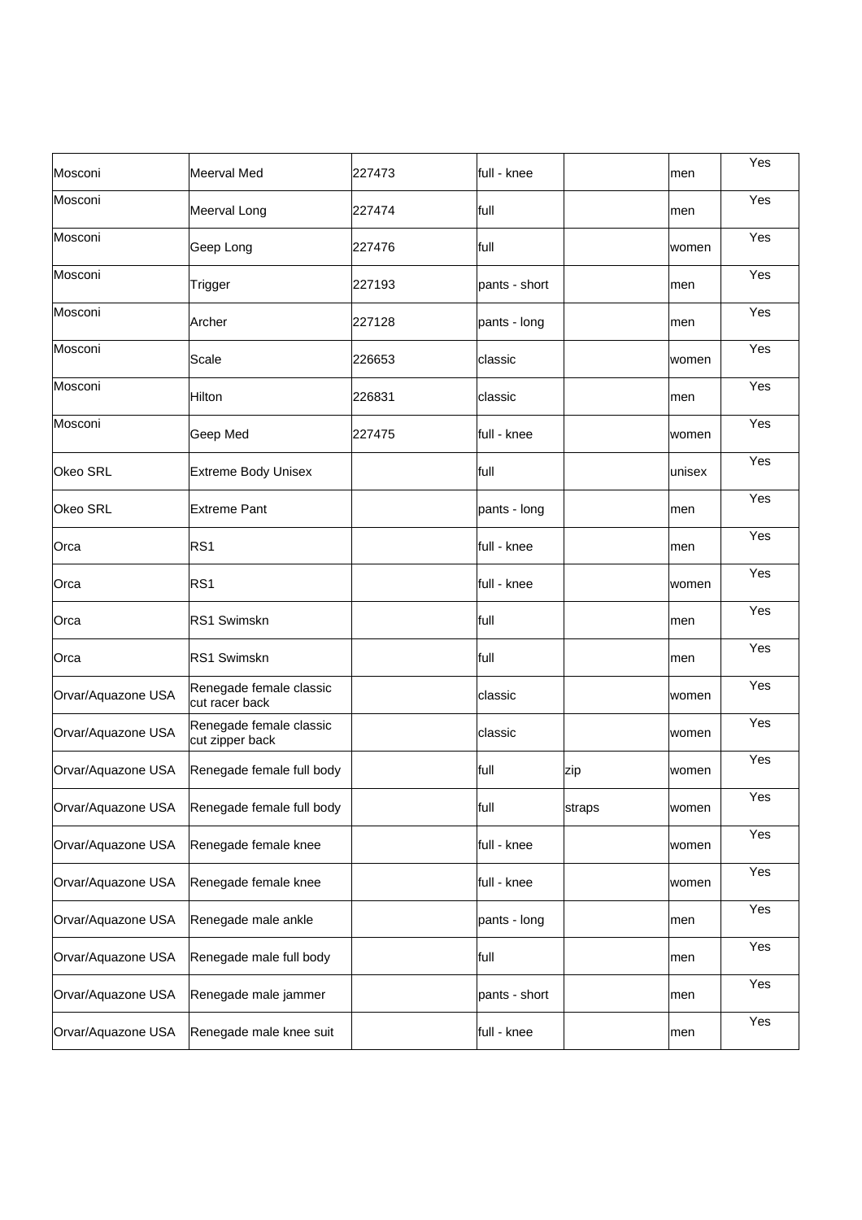| | | | | | | |
|---|---|---|---|---|---|---|
| Mosconi | Meerval Med | 227473 | full - knee | | men | Yes |
| Mosconi | Meerval Long | 227474 | full | | men | Yes |
| Mosconi | Geep Long | 227476 | full | | women | Yes |
| Mosconi | Trigger | 227193 | pants - short | | men | Yes |
| Mosconi | Archer | 227128 | pants - long | | men | Yes |
| Mosconi | Scale | 226653 | classic | | women | Yes |
| Mosconi | Hilton | 226831 | classic | | men | Yes |
| Mosconi | Geep Med | 227475 | full - knee | | women | Yes |
| Okeo SRL | Extreme Body Unisex | | full | | unisex | Yes |
| Okeo SRL | Extreme Pant | | pants - long | | men | Yes |
| Orca | RS1 | | full - knee | | men | Yes |
| Orca | RS1 | | full - knee | | women | Yes |
| Orca | RS1 Swimskn | | full | | men | Yes |
| Orca | RS1 Swimskn | | full | | men | Yes |
| Orvar/Aquazone USA | Renegade female classic cut racer back | | classic | | women | Yes |
| Orvar/Aquazone USA | Renegade female classic cut zipper back | | classic | | women | Yes |
| Orvar/Aquazone USA | Renegade female full body | | full | zip | women | Yes |
| Orvar/Aquazone USA | Renegade female full body | | full | straps | women | Yes |
| Orvar/Aquazone USA | Renegade female knee | | full - knee | | women | Yes |
| Orvar/Aquazone USA | Renegade female knee | | full - knee | | women | Yes |
| Orvar/Aquazone USA | Renegade male ankle | | pants - long | | men | Yes |
| Orvar/Aquazone USA | Renegade male full body | | full | | men | Yes |
| Orvar/Aquazone USA | Renegade male jammer | | pants - short | | men | Yes |
| Orvar/Aquazone USA | Renegade male knee suit | | full - knee | | men | Yes |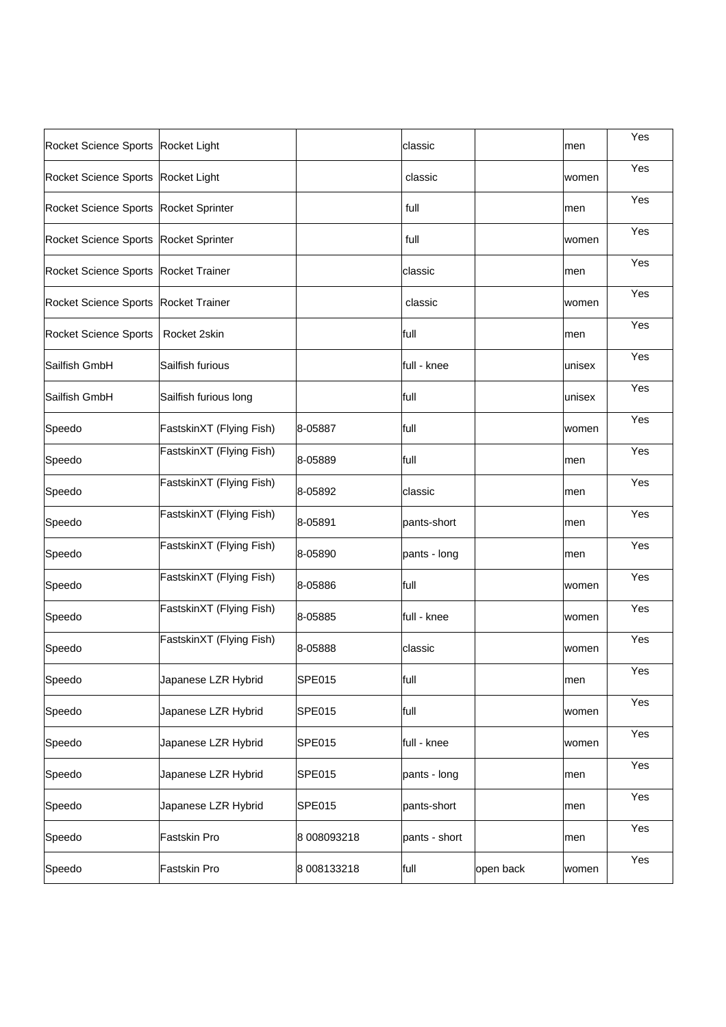| | | | | | | |
|---|---|---|---|---|---|---|
| Rocket Science Sports | Rocket Light | | classic | | men | Yes |
| Rocket Science Sports | Rocket Light | | classic | | women | Yes |
| Rocket Science Sports | Rocket Sprinter | | full | | men | Yes |
| Rocket Science Sports | Rocket Sprinter | | full | | women | Yes |
| Rocket Science Sports | Rocket Trainer | | classic | | men | Yes |
| Rocket Science Sports | Rocket Trainer | | classic | | women | Yes |
| Rocket Science Sports | Rocket 2skin | | full | | men | Yes |
| Sailfish GmbH | Sailfish furious | | full - knee | | unisex | Yes |
| Sailfish GmbH | Sailfish furious long | | full | | unisex | Yes |
| Speedo | FastskinXT (Flying Fish) | 8-05887 | full | | women | Yes |
| Speedo | FastskinXT (Flying Fish) | 8-05889 | full | | men | Yes |
| Speedo | FastskinXT (Flying Fish) | 8-05892 | classic | | men | Yes |
| Speedo | FastskinXT (Flying Fish) | 8-05891 | pants-short | | men | Yes |
| Speedo | FastskinXT (Flying Fish) | 8-05890 | pants - long | | men | Yes |
| Speedo | FastskinXT (Flying Fish) | 8-05886 | full | | women | Yes |
| Speedo | FastskinXT (Flying Fish) | 8-05885 | full - knee | | women | Yes |
| Speedo | FastskinXT (Flying Fish) | 8-05888 | classic | | women | Yes |
| Speedo | Japanese LZR Hybrid | SPE015 | full | | men | Yes |
| Speedo | Japanese LZR Hybrid | SPE015 | full | | women | Yes |
| Speedo | Japanese LZR Hybrid | SPE015 | full - knee | | women | Yes |
| Speedo | Japanese LZR Hybrid | SPE015 | pants - long | | men | Yes |
| Speedo | Japanese LZR Hybrid | SPE015 | pants-short | | men | Yes |
| Speedo | Fastskin Pro | 8 008093218 | pants - short | | men | Yes |
| Speedo | Fastskin Pro | 8 008133218 | full | open back | women | Yes |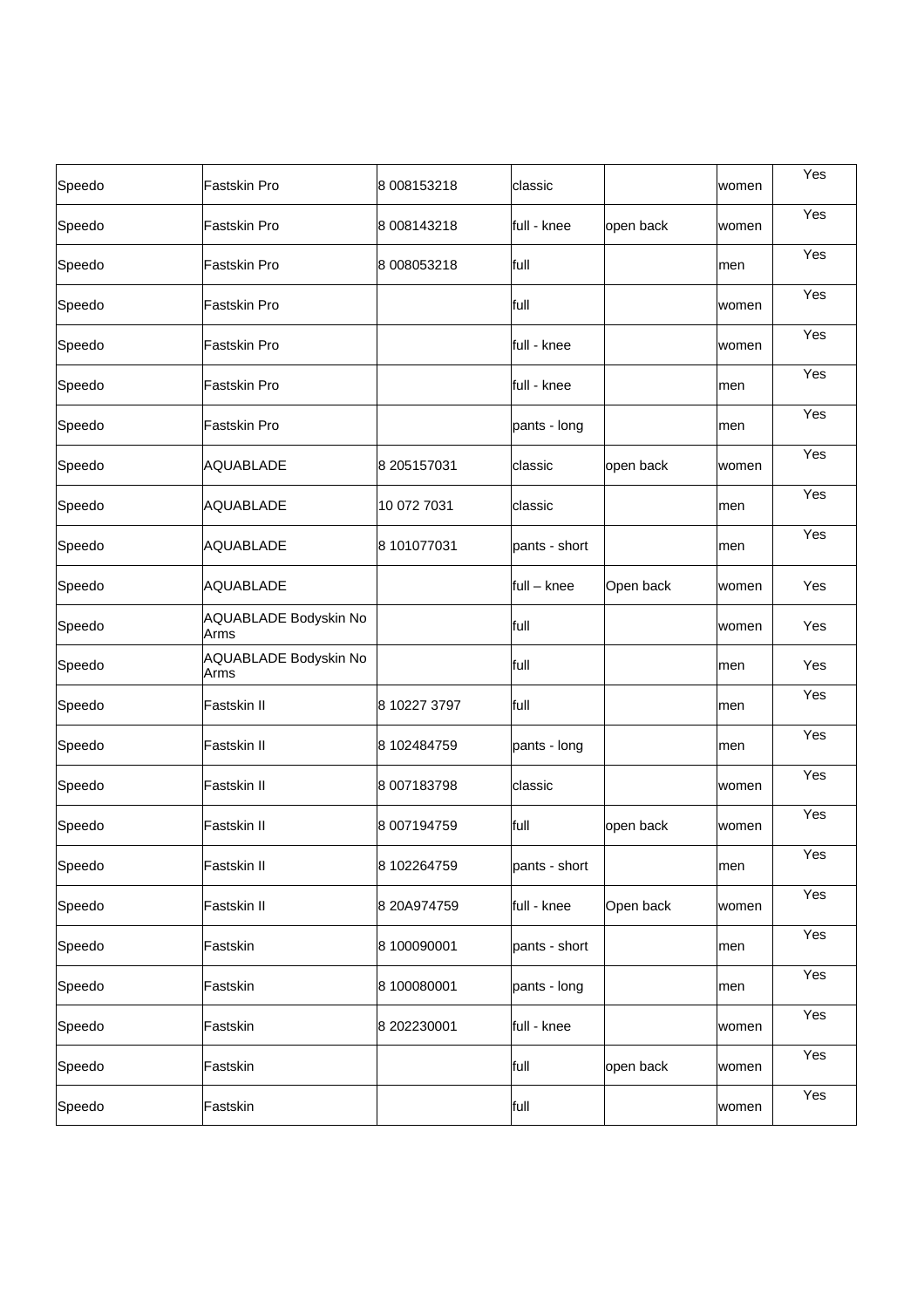| | | | | | | |
|---|---|---|---|---|---|---|
| Speedo | Fastskin Pro | 8 008153218 | classic | | women | Yes |
| Speedo | Fastskin Pro | 8 008143218 | full - knee | open back | women | Yes |
| Speedo | Fastskin Pro | 8 008053218 | full | | men | Yes |
| Speedo | Fastskin Pro | | full | | women | Yes |
| Speedo | Fastskin Pro | | full - knee | | women | Yes |
| Speedo | Fastskin Pro | | full - knee | | men | Yes |
| Speedo | Fastskin Pro | | pants - long | | men | Yes |
| Speedo | AQUABLADE | 8 205157031 | classic | open back | women | Yes |
| Speedo | AQUABLADE | 10 072 7031 | classic | | men | Yes |
| Speedo | AQUABLADE | 8 101077031 | pants - short | | men | Yes |
| Speedo | AQUABLADE | | full – knee | Open back | women | Yes |
| Speedo | AQUABLADE Bodyskin No Arms | | full | | women | Yes |
| Speedo | AQUABLADE Bodyskin No Arms | | full | | men | Yes |
| Speedo | Fastskin II | 8 10227 3797 | full | | men | Yes |
| Speedo | Fastskin II | 8 102484759 | pants - long | | men | Yes |
| Speedo | Fastskin II | 8 007183798 | classic | | women | Yes |
| Speedo | Fastskin II | 8 007194759 | full | open back | women | Yes |
| Speedo | Fastskin II | 8 102264759 | pants - short | | men | Yes |
| Speedo | Fastskin II | 8 20A974759 | full - knee | Open back | women | Yes |
| Speedo | Fastskin | 8 100090001 | pants - short | | men | Yes |
| Speedo | Fastskin | 8 100080001 | pants - long | | men | Yes |
| Speedo | Fastskin | 8 202230001 | full - knee | | women | Yes |
| Speedo | Fastskin | | full | open back | women | Yes |
| Speedo | Fastskin | | full | | women | Yes |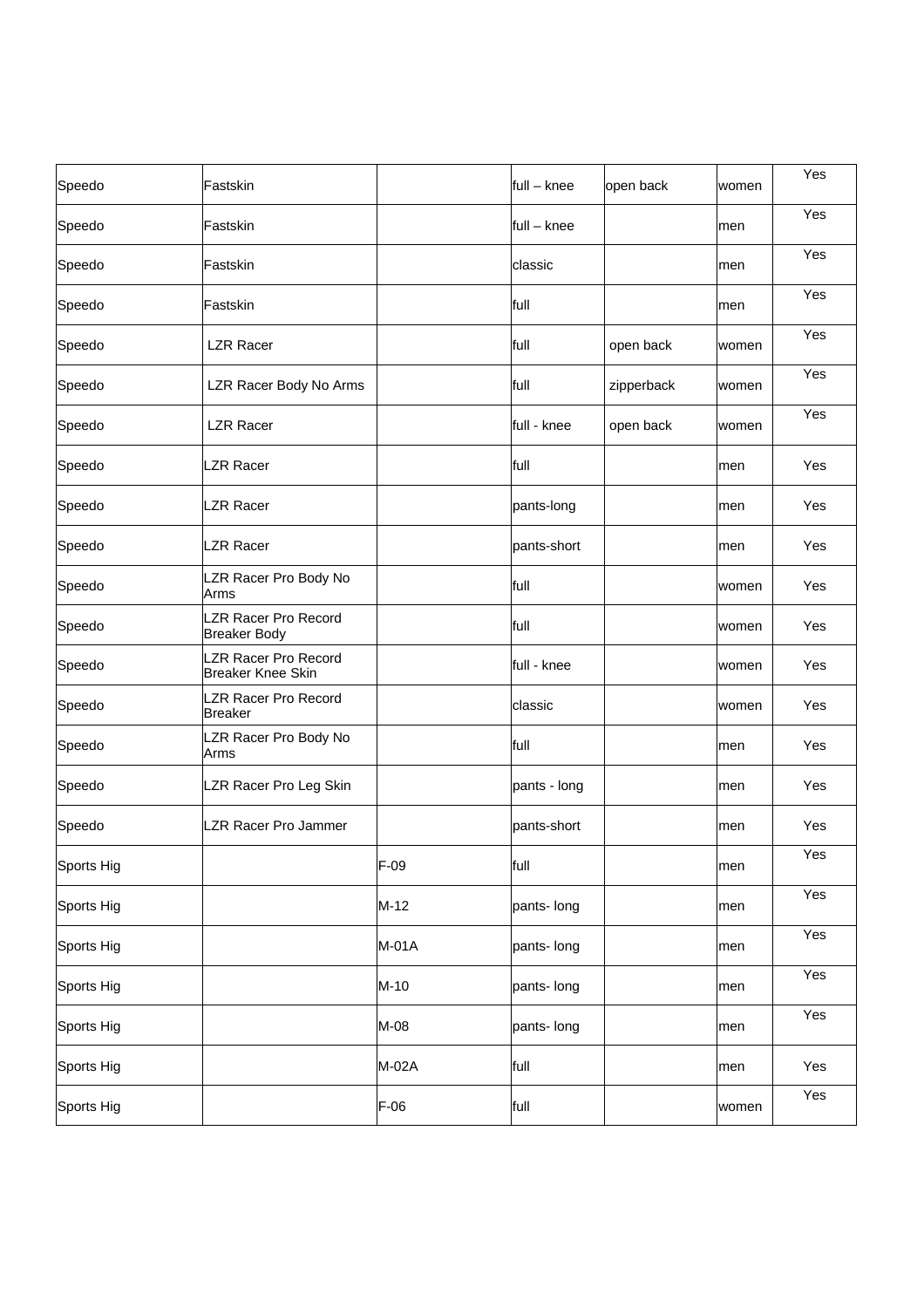| | | | | | | |
|---|---|---|---|---|---|---|
| Speedo | Fastskin | | full – knee | open back | women | Yes |
| Speedo | Fastskin | | full – knee | | men | Yes |
| Speedo | Fastskin | | classic | | men | Yes |
| Speedo | Fastskin | | full | | men | Yes |
| Speedo | LZR Racer | | full | open back | women | Yes |
| Speedo | LZR Racer Body No Arms | | full | zipperback | women | Yes |
| Speedo | LZR Racer | | full - knee | open back | women | Yes |
| Speedo | LZR Racer | | full | | men | Yes |
| Speedo | LZR Racer | | pants-long | | men | Yes |
| Speedo | LZR Racer | | pants-short | | men | Yes |
| Speedo | LZR Racer Pro Body No Arms | | full | | women | Yes |
| Speedo | LZR Racer Pro Record Breaker Body | | full | | women | Yes |
| Speedo | LZR Racer Pro Record Breaker Knee Skin | | full - knee | | women | Yes |
| Speedo | LZR Racer Pro Record Breaker | | classic | | women | Yes |
| Speedo | LZR Racer Pro Body No Arms | | full | | men | Yes |
| Speedo | LZR Racer Pro Leg Skin | | pants - long | | men | Yes |
| Speedo | LZR Racer Pro Jammer | | pants-short | | men | Yes |
| Sports Hig | | F-09 | full | | men | Yes |
| Sports Hig | | M-12 | pants- long | | men | Yes |
| Sports Hig | | M-01A | pants- long | | men | Yes |
| Sports Hig | | M-10 | pants- long | | men | Yes |
| Sports Hig | | M-08 | pants- long | | men | Yes |
| Sports Hig | | M-02A | full | | men | Yes |
| Sports Hig | | F-06 | full | | women | Yes |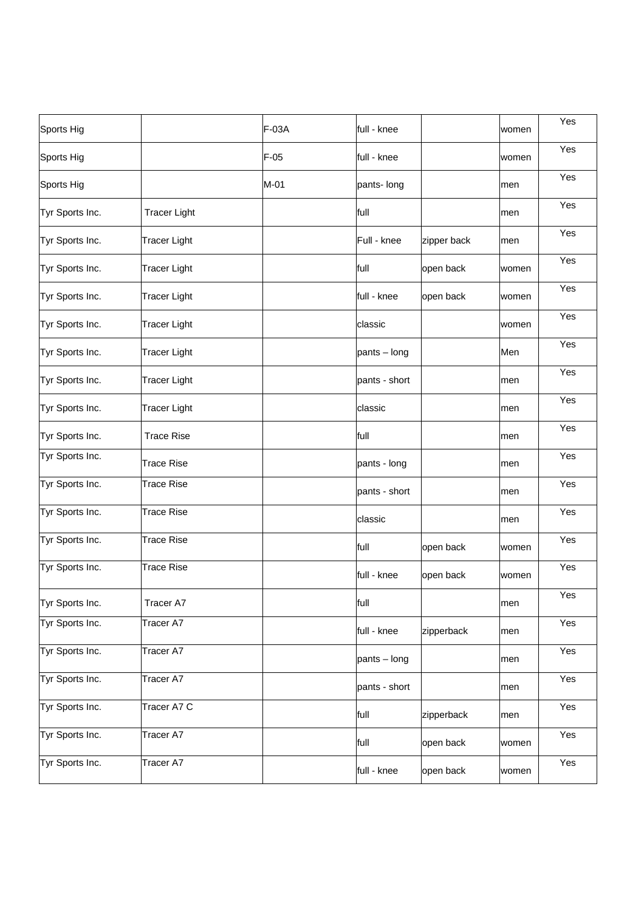| | | | | | | |
|---|---|---|---|---|---|---|
| Sports Hig | | F-03A | full - knee | | women | Yes |
| Sports Hig | | F-05 | full - knee | | women | Yes |
| Sports Hig | | M-01 | pants- long | | men | Yes |
| Tyr Sports Inc. | Tracer Light | | full | | men | Yes |
| Tyr Sports Inc. | Tracer Light | | Full - knee | zipper back | men | Yes |
| Tyr Sports Inc. | Tracer Light | | full | open back | women | Yes |
| Tyr Sports Inc. | Tracer Light | | full - knee | open back | women | Yes |
| Tyr Sports Inc. | Tracer Light | | classic | | women | Yes |
| Tyr Sports Inc. | Tracer Light | | pants – long | | Men | Yes |
| Tyr Sports Inc. | Tracer Light | | pants - short | | men | Yes |
| Tyr Sports Inc. | Tracer Light | | classic | | men | Yes |
| Tyr Sports Inc. | Trace Rise | | full | | men | Yes |
| Tyr Sports Inc. | Trace Rise | | pants - long | | men | Yes |
| Tyr Sports Inc. | Trace Rise | | pants - short | | men | Yes |
| Tyr Sports Inc. | Trace Rise | | classic | | men | Yes |
| Tyr Sports Inc. | Trace Rise | | full | open back | women | Yes |
| Tyr Sports Inc. | Trace Rise | | full - knee | open back | women | Yes |
| Tyr Sports Inc. | Tracer A7 | | full | | men | Yes |
| Tyr Sports Inc. | Tracer A7 | | full - knee | zipperback | men | Yes |
| Tyr Sports Inc. | Tracer A7 | | pants – long | | men | Yes |
| Tyr Sports Inc. | Tracer A7 | | pants - short | | men | Yes |
| Tyr Sports Inc. | Tracer A7 C | | full | zipperback | men | Yes |
| Tyr Sports Inc. | Tracer A7 | | full | open back | women | Yes |
| Tyr Sports Inc. | Tracer A7 | | full - knee | open back | women | Yes |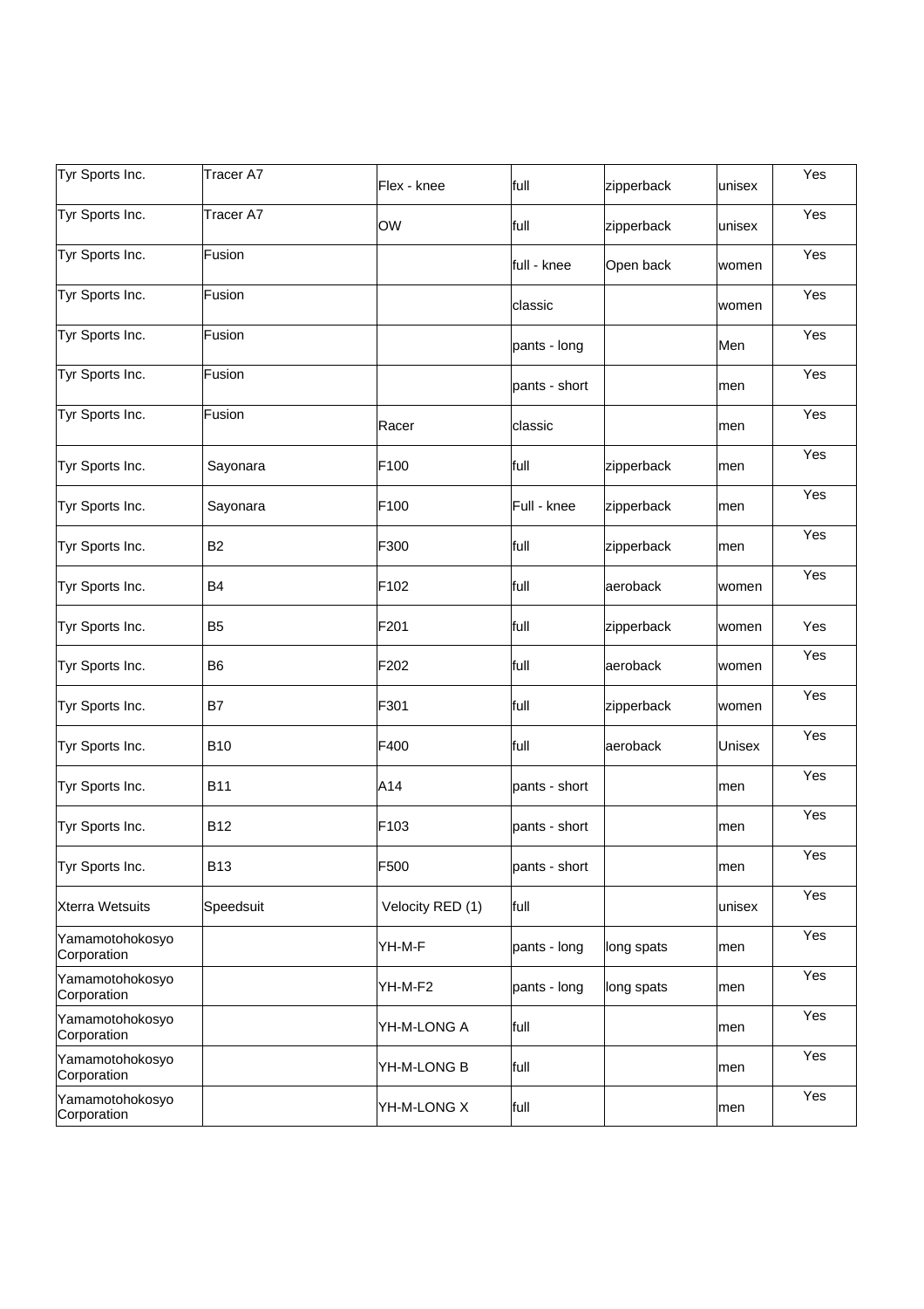| | | | | | | |
|---|---|---|---|---|---|---|
| Tyr Sports Inc. | Tracer A7 | Flex - knee | full | zipperback | unisex | Yes |
| Tyr Sports Inc. | Tracer A7 | OW | full | zipperback | unisex | Yes |
| Tyr Sports Inc. | Fusion | | full - knee | Open back | women | Yes |
| Tyr Sports Inc. | Fusion | | classic | | women | Yes |
| Tyr Sports Inc. | Fusion | | pants - long | | Men | Yes |
| Tyr Sports Inc. | Fusion | | pants - short | | men | Yes |
| Tyr Sports Inc. | Fusion | Racer | classic | | men | Yes |
| Tyr Sports Inc. | Sayonara | F100 | full | zipperback | men | Yes |
| Tyr Sports Inc. | Sayonara | F100 | Full - knee | zipperback | men | Yes |
| Tyr Sports Inc. | B2 | F300 | full | zipperback | men | Yes |
| Tyr Sports Inc. | B4 | F102 | full | aeroback | women | Yes |
| Tyr Sports Inc. | B5 | F201 | full | zipperback | women | Yes |
| Tyr Sports Inc. | B6 | F202 | full | aeroback | women | Yes |
| Tyr Sports Inc. | B7 | F301 | full | zipperback | women | Yes |
| Tyr Sports Inc. | B10 | F400 | full | aeroback | Unisex | Yes |
| Tyr Sports Inc. | B11 | A14 | pants - short | | men | Yes |
| Tyr Sports Inc. | B12 | F103 | pants - short | | men | Yes |
| Tyr Sports Inc. | B13 | F500 | pants - short | | men | Yes |
| Xterra Wetsuits | Speedsuit | Velocity RED (1) | full | | unisex | Yes |
| Yamamotohokosyo Corporation | | YH-M-F | pants - long | long spats | men | Yes |
| Yamamotohokosyo Corporation | | YH-M-F2 | pants - long | long spats | men | Yes |
| Yamamotohokosyo Corporation | | YH-M-LONG A | full | | men | Yes |
| Yamamotohokosyo Corporation | | YH-M-LONG B | full | | men | Yes |
| Yamamotohokosyo Corporation | | YH-M-LONG X | full | | men | Yes |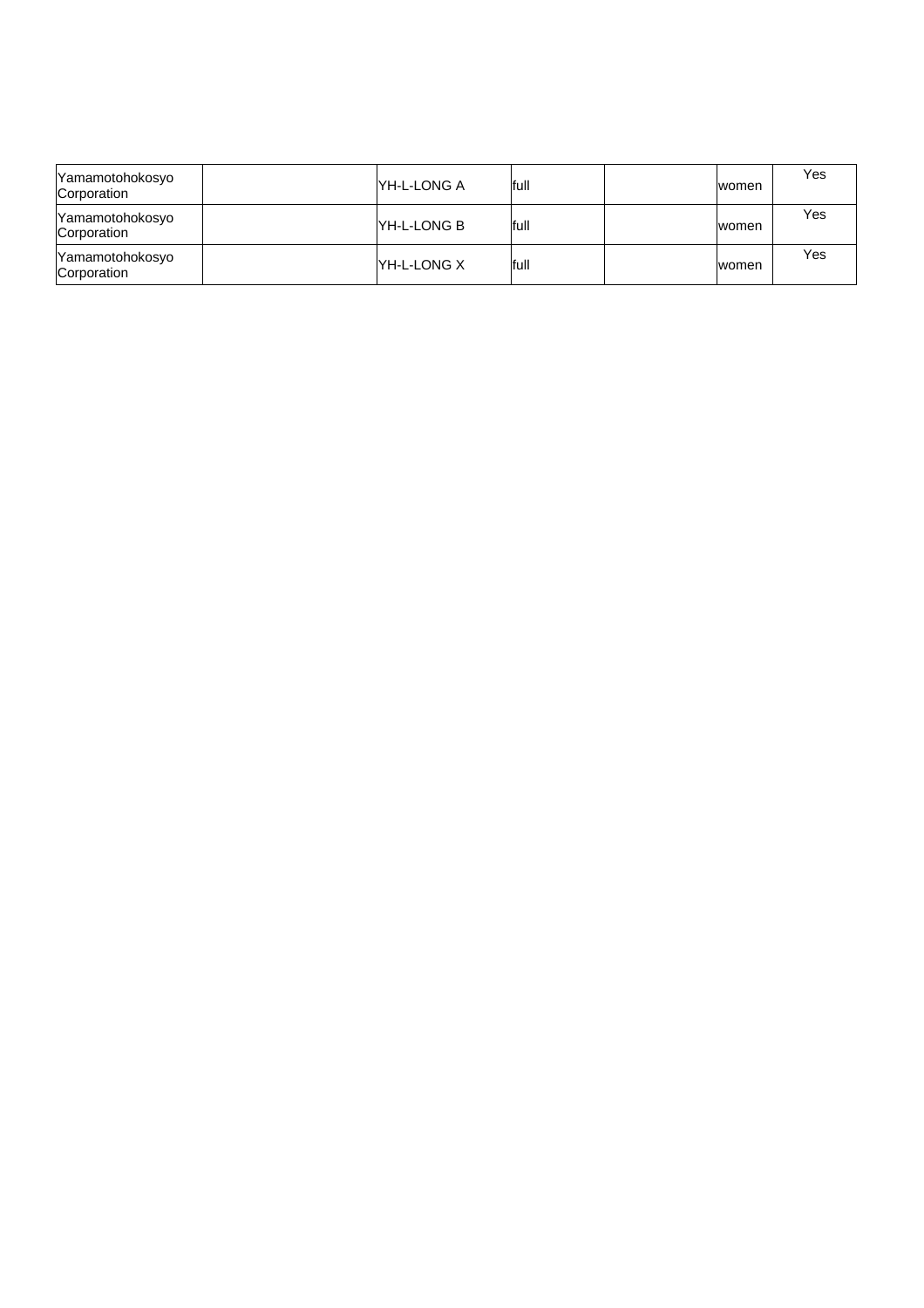| | | | | | | |
|---|---|---|---|---|---|---|
| Yamamotohokosyo Corporation | | YH-L-LONG A | full | | women | Yes |
| Yamamotohokosyo Corporation | | YH-L-LONG B | full | | women | Yes |
| Yamamotohokosyo Corporation | | YH-L-LONG X | full | | women | Yes |